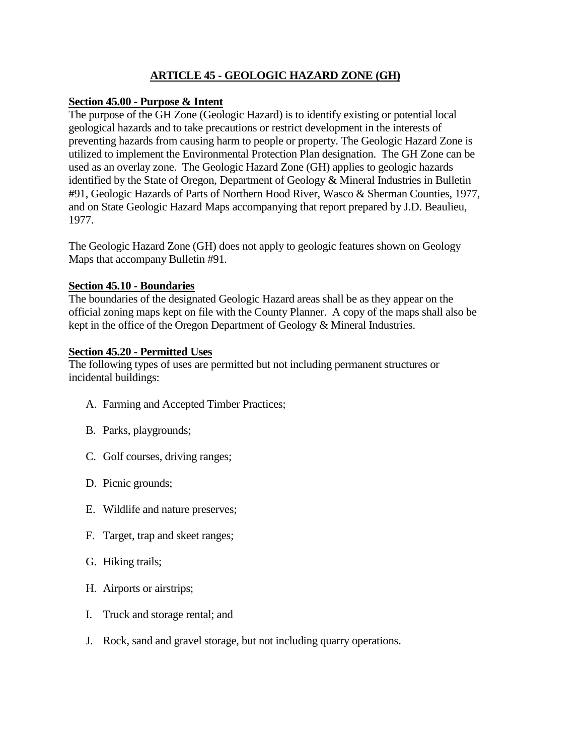# ARTICLE 45 - GEOLOGIC HAZARD ZONE (GH)

## Section 45.00 - Purpose & Intent

The purpose of the GH Zone (Geologic Hazard) is to identify existing or potential local geological hazards and to take precautions or restrict development in the interests of preventing hazards from causing harm to people or property. The Geologic Hazard Zone is utilized to implement the Environmental Protection Plan designation. The GH Zone can be used as an overlay zone. The Geologic Hazard Zone (GH) applies to geologic hazards identified by the State of Oregon, Department of Geology & Mineral Industries in Bulletin #91, Geologic Hazards of Parts of Northern Hood River, Wasco & Sherman Counties, 1977, and on State Geologic Hazard Maps accompanying that report prepared by J.D. Beaulieu, 1977.

The Geologic Hazard Zone (GH) does not apply to geologic features shown on Geology Maps that accompany Bulletin #91.

## Section 45.10 - Boundaries

The boundaries of the designated Geologic Hazard areas shall be as they appear on the official zoning maps kept on file with the County Planner. A copy of the maps shall also be kept in the office of the Oregon Department of Geology & Mineral Industries.

## Section 45.20 - Permitted Uses

The following types of uses are permitted but not including permanent structures or incidental buildings:

A. Farming and Accepted Timber Practices;

B. Parks, playgrounds;

C. Golf courses, driving ranges;

D. Picnic grounds;

E. Wildlife and nature preserves;

F. Target, trap and skeet ranges;

G. Hiking trails;

H. Airports or airstrips;

I. Truck and storage rental; and

J. Rock, sand and gravel storage, but not including quarry operations.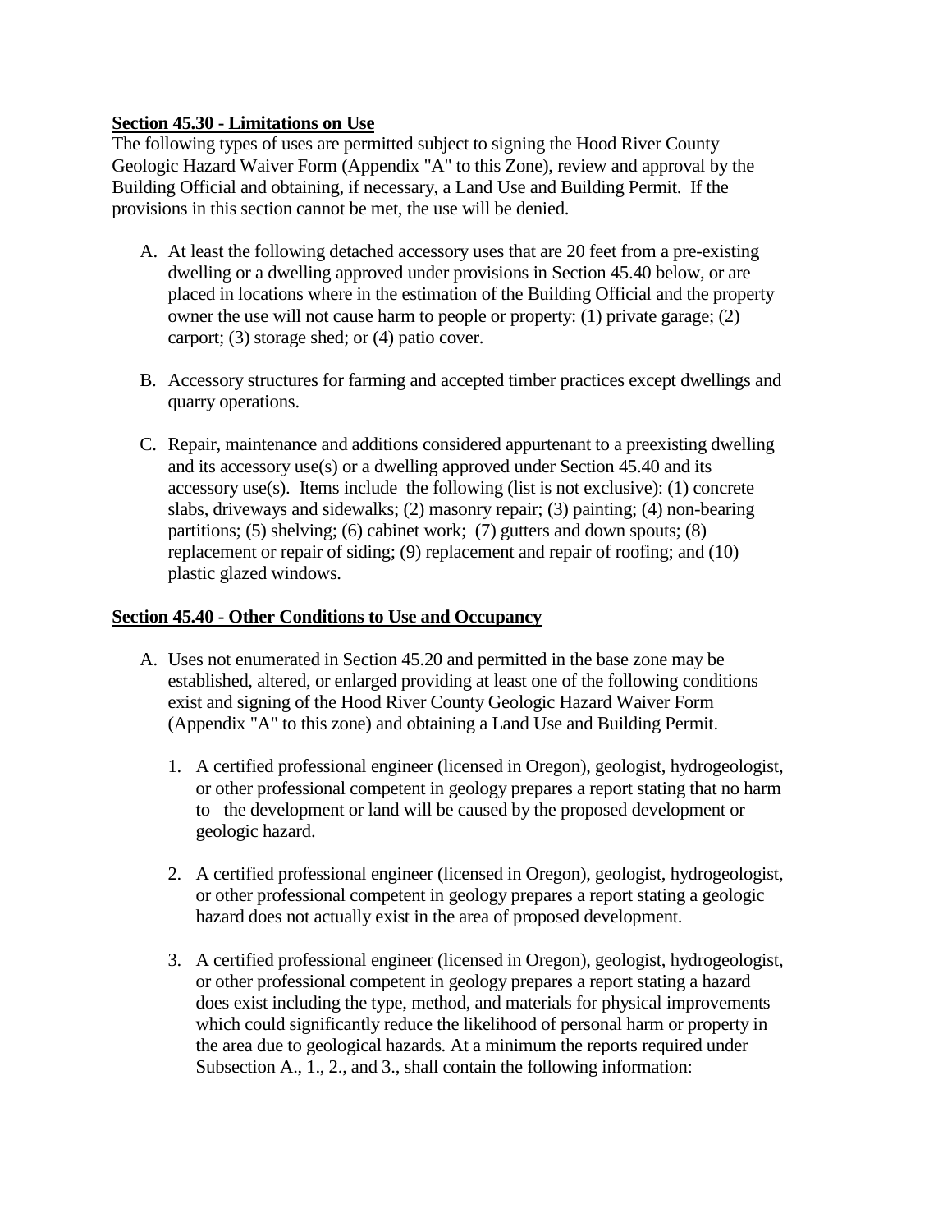**Section 45.30 - Limitations on Use**

The following types of uses are permitted subject to signing the Hood River County Geologic Hazard Waiver Form (Appendix "A" to this Zone), review and approval by the Building Official and obtaining, if necessary, a Land Use and Building Permit. If the provisions in this section cannot be met, the use will be denied.

A. At least the following detached accessory uses that are 20 feet from a pre-existing dwelling or a dwelling approved under provisions in Section 45.40 below, or are placed in locations where in the estimation of the Building Official and the property owner the use will not cause harm to people or property: (1) private garage; (2) carport; (3) storage shed; or (4) patio cover.

B. Accessory structures for farming and accepted timber practices except dwellings and quarry operations.

C. Repair, maintenance and additions considered appurtenant to a preexisting dwelling and its accessory use(s) or a dwelling approved under Section 45.40 and its accessory use(s). Items include the following (list is not exclusive): (1) concrete slabs, driveways and sidewalks; (2) masonry repair; (3) painting; (4) non-bearing partitions; (5) shelving; (6) cabinet work; (7) gutters and down spouts; (8) replacement or repair of siding; (9) replacement and repair of roofing; and (10) plastic glazed windows.

**Section 45.40 - Other Conditions to Use and Occupancy**

A. Uses not enumerated in Section 45.20 and permitted in the base zone may be established, altered, or enlarged providing at least one of the following conditions exist and signing of the Hood River County Geologic Hazard Waiver Form (Appendix "A" to this zone) and obtaining a Land Use and Building Permit.

   1. A certified professional engineer (licensed in Oregon), geologist, hydrogeologist, or other professional competent in geology prepares a report stating that no harm to the development or land will be caused by the proposed development or geologic hazard.

   2. A certified professional engineer (licensed in Oregon), geologist, hydrogeologist, or other professional competent in geology prepares a report stating a geologic hazard does not actually exist in the area of proposed development.

   3. A certified professional engineer (licensed in Oregon), geologist, hydrogeologist, or other professional competent in geology prepares a report stating a hazard does exist including the type, method, and materials for physical improvements which could significantly reduce the likelihood of personal harm or property in the area due to geological hazards. At a minimum the reports required under Subsection A., 1., 2., and 3., shall contain the following information: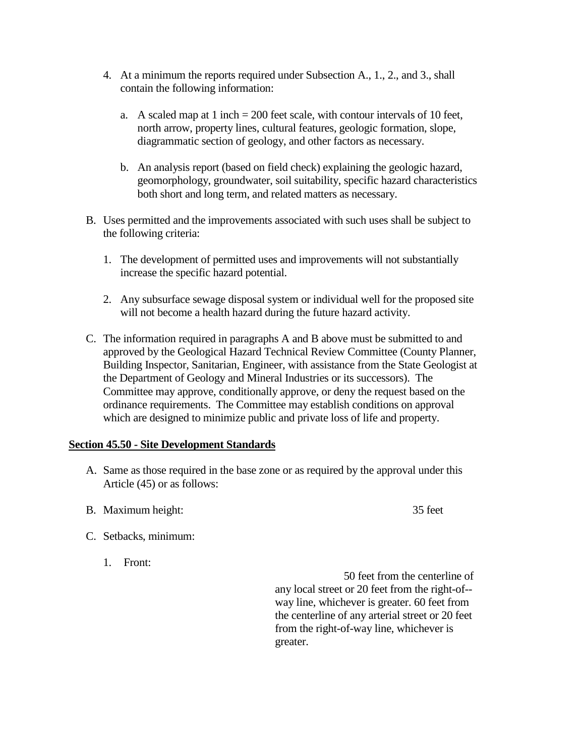4. At a minimum the reports required under Subsection A., 1., 2., and 3., shall contain the following information:

   a. A scaled map at 1 inch = 200 feet scale, with contour intervals of 10 feet, north arrow, property lines, cultural features, geologic formation, slope, diagrammatic section of geology, and other factors as necessary.

   b. An analysis report (based on field check) explaining the geologic hazard, geomorphology, groundwater, soil suitability, specific hazard characteristics both short and long term, and related matters as necessary.

B. Uses permitted and the improvements associated with such uses shall be subject to the following criteria:

   1. The development of permitted uses and improvements will not substantially increase the specific hazard potential.

   2. Any subsurface sewage disposal system or individual well for the proposed site will not become a health hazard during the future hazard activity.

C. The information required in paragraphs A and B above must be submitted to and approved by the Geological Hazard Technical Review Committee (County Planner, Building Inspector, Sanitarian, Engineer, with assistance from the State Geologist at the Department of Geology and Mineral Industries or its successors). The Committee may approve, conditionally approve, or deny the request based on the ordinance requirements. The Committee may establish conditions on approval which are designed to minimize public and private loss of life and property.

**Section 45.50 - Site Development Standards**

A. Same as those required in the base zone or as required by the approval under this Article (45) or as follows:

B. Maximum height: 35 feet

C. Setbacks, minimum:

   1. Front: 50 feet from the centerline of any local street or 20 feet from the right-of--way line, whichever is greater. 60 feet from the centerline of any arterial street or 20 feet from the right-of-way line, whichever is greater.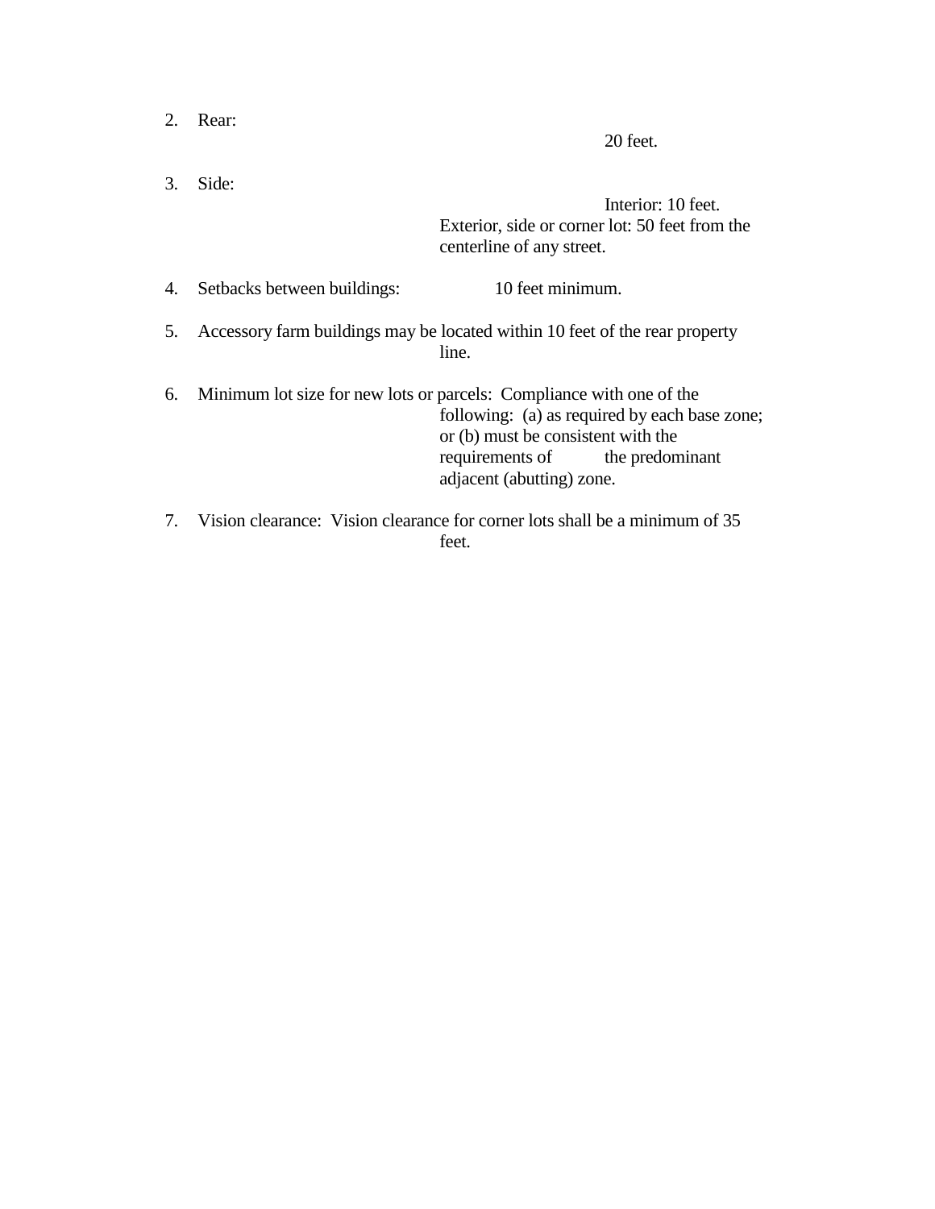2. Rear: 20 feet.

3. Side: Interior: 10 feet. Exterior, side or corner lot: 50 feet from the centerline of any street.

4. Setbacks between buildings: 10 feet minimum.

5. Accessory farm buildings may be located within 10 feet of the rear property line.

6. Minimum lot size for new lots or parcels: Compliance with one of the following: (a) as required by each base zone; or (b) must be consistent with the requirements of the predominant adjacent (abutting) zone.

7. Vision clearance: Vision clearance for corner lots shall be a minimum of 35 feet.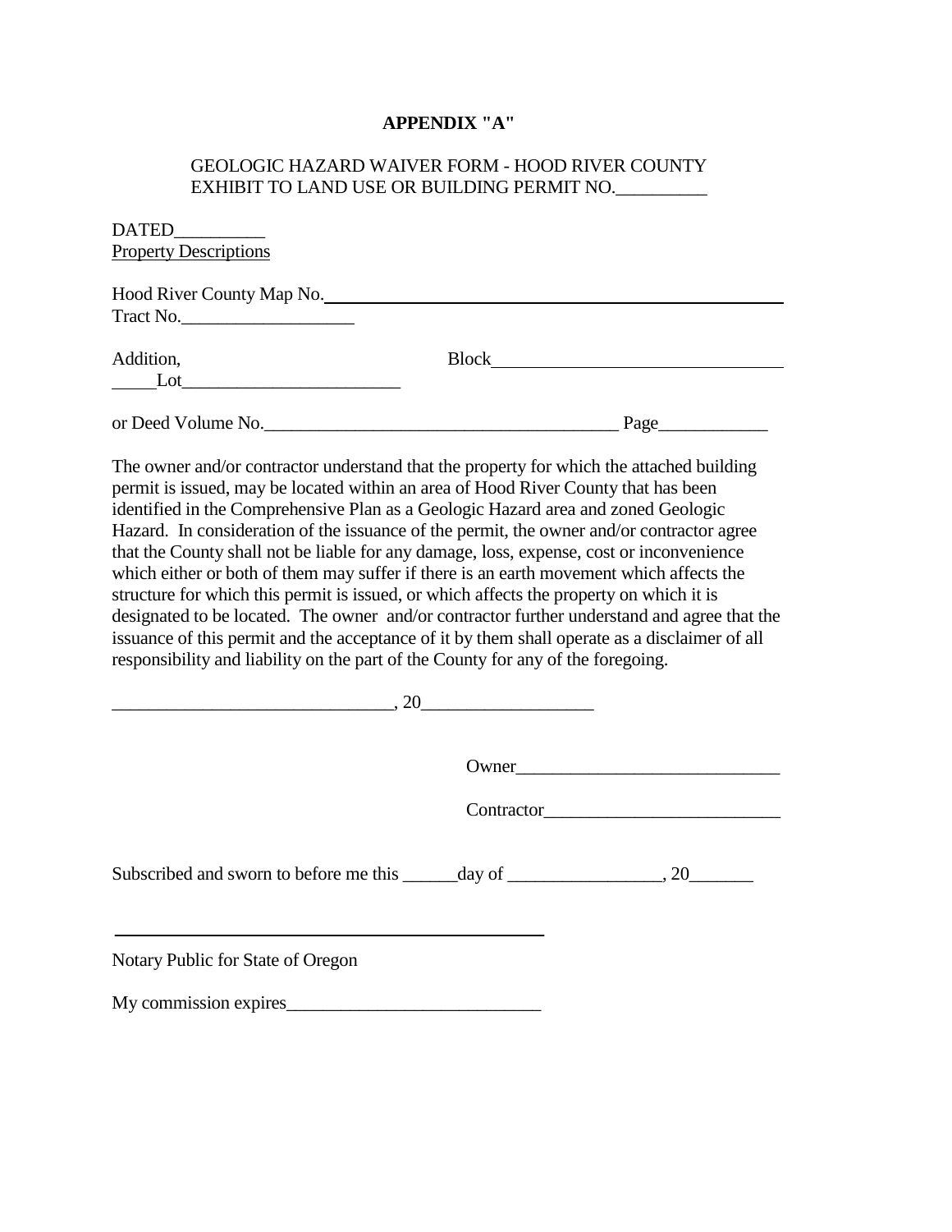**APPENDIX "A"**

GEOLOGIC HAZARD WAIVER FORM - HOOD RIVER COUNTY
EXHIBIT TO LAND USE OR BUILDING PERMIT NO.__________

DATED__________
Property Descriptions

Hood River County Map No.______________________________________________
Tract No.___________________

Addition, Block________________________________
_____Lot________________________

or Deed Volume No._______________________________________ Page____________

The owner and/or contractor understand that the property for which the attached building permit is issued, may be located within an area of Hood River County that has been identified in the Comprehensive Plan as a Geologic Hazard area and zoned Geologic Hazard. In consideration of the issuance of the permit, the owner and/or contractor agree that the County shall not be liable for any damage, loss, expense, cost or inconvenience which either or both of them may suffer if there is an earth movement which affects the structure for which this permit is issued, or which affects the property on which it is designated to be located. The owner and/or contractor further understand and agree that the issuance of this permit and the acceptance of it by them shall operate as a disclaimer of all responsibility and liability on the part of the County for any of the foregoing.

_______________________________, 20__________________

Owner_____________________________

Contractor__________________________

Subscribed and sworn to before me this ______day of _________________, 20_______

_______________________________________________

Notary Public for State of Oregon

My commission expires____________________________